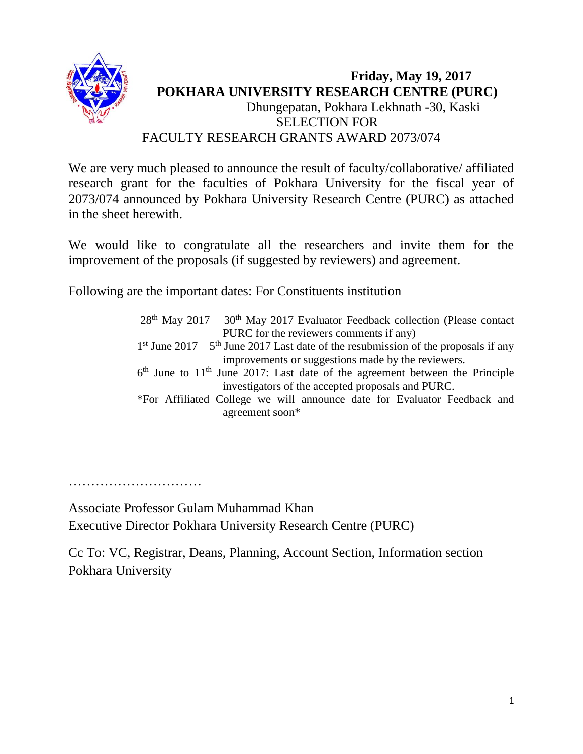**Friday, May 19, 2017**

**POKHARA UNIVERSITY RESEARCH CENTRE (PURC)**

Dhungepatan, Pokhara Lekhnath -30, Kaski

SELECTION FOR

FACULTY RESEARCH GRANTS AWARD 2073/074

We are very much pleased to announce the result of faculty/collaborative/ affiliated research grant for the faculties of Pokhara University for the fiscal year of 2073/074 announced by Pokhara University Research Centre (PURC) as attached in the sheet herewith.

We would like to congratulate all the researchers and invite them for the improvement of the proposals (if suggested by reviewers) and agreement.

Following are the important dates: For Constituents institution

- 28th May 2017 – 30th May 2017 Evaluator Feedback collection (Please contact PURC for the reviewers comments if any)
- 1st June 2017 – 5th June 2017 Last date of the resubmission of the proposals if any improvements or suggestions made by the reviewers.
- 6th June to 11th June 2017: Last date of the agreement between the Principle investigators of the accepted proposals and PURC.
- *For Affiliated College we will announce date for Evaluator Feedback and agreement soon*

…………………………

Associate Professor Gulam Muhammad Khan

Executive Director Pokhara University Research Centre (PURC)

Cc To: VC, Registrar, Deans, Planning, Account Section, Information section Pokhara University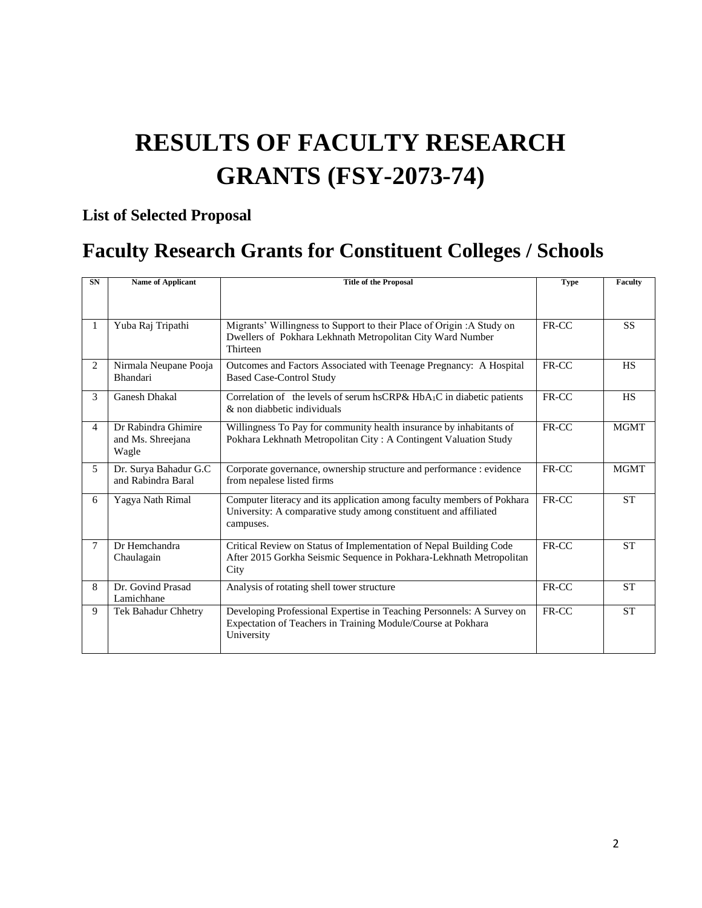# RESULTS OF FACULTY RESEARCH GRANTS (FSY-2073-74)

### List of Selected Proposal

## Faculty Research Grants for Constituent Colleges / Schools

| SN | Name of Applicant | Title of the Proposal | Type | Faculty |
|---|---|---|---|---|
| 1 | Yuba Raj Tripathi | Migrants' Willingness to Support to their Place of Origin :A Study on Dwellers of Pokhara Lekhnath Metropolitan City Ward Number Thirteen | FR-CC | SS |
| 2 | Nirmala Neupane Pooja Bhandari | Outcomes and Factors Associated with Teenage Pregnancy: A Hospital Based Case-Control Study | FR-CC | HS |
| 3 | Ganesh Dhakal | Correlation of the levels of serum hsCRP& $HbA_1C$ in diabetic patients & non diabbetic individuals | FR-CC | HS |
| 4 | Dr Rabindra Ghimire and Ms. Shreejana Wagle | Willingness To Pay for community health insurance by inhabitants of Pokhara Lekhnath Metropolitan City : A Contingent Valuation Study | FR-CC | MGMT |
| 5 | Dr. Surya Bahadur G.C and Rabindra Baral | Corporate governance, ownership structure and performance : evidence from nepalese listed firms | FR-CC | MGMT |
| 6 | Yagya Nath Rimal | Computer literacy and its application among faculty members of Pokhara University: A comparative study among constituent and affiliated campuses. | FR-CC | ST |
| 7 | Dr Hemchandra Chaulagain | Critical Review on Status of Implementation of Nepal Building Code After 2015 Gorkha Seismic Sequence in Pokhara-Lekhnath Metropolitan City | FR-CC | ST |
| 8 | Dr. Govind Prasad Lamichhane | Analysis of rotating shell tower structure | FR-CC | ST |
| 9 | Tek Bahadur Chhetry | Developing Professional Expertise in Teaching Personnels: A Survey on Expectation of Teachers in Training Module/Course at Pokhara University | FR-CC | ST |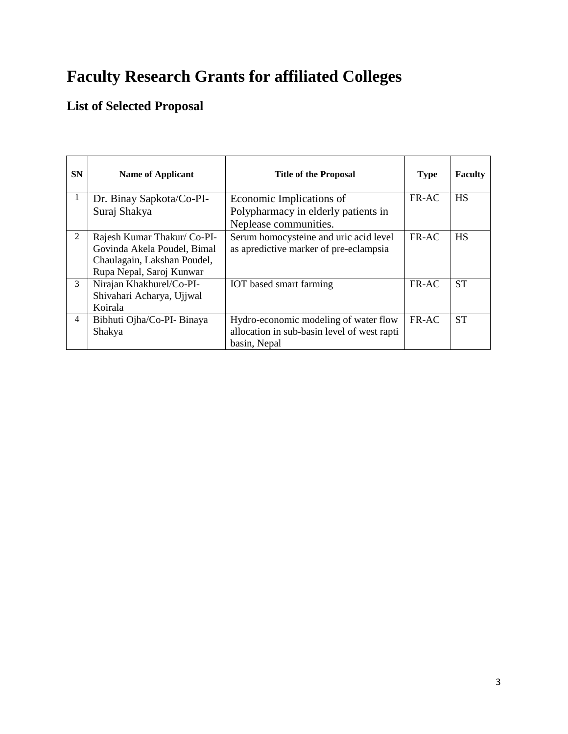# Faculty Research Grants for affiliated Colleges

## List of Selected Proposal

| SN | Name of Applicant | Title of the Proposal | Type | Faculty |
|---|---|---|---|---|
| 1 | Dr. Binay Sapkota/Co-PI- Suraj Shakya | Economic Implications of Polypharmacy in elderly patients in Neplease communities. | FR-AC | HS |
| 2 | Rajesh Kumar Thakur/ Co-PI- Govinda Akela Poudel, Bimal Chaulagain, Lakshan Poudel, Rupa Nepal, Saroj Kunwar | Serum homocysteine and uric acid level as apredictive marker of pre-eclampsia | FR-AC | HS |
| 3 | Nirajan Khakhurel/Co-PI- Shivahari Acharya, Ujjwal Koirala | IOT based smart farming | FR-AC | ST |
| 4 | Bibhuti Ojha/Co-PI- Binaya Shakya | Hydro-economic modeling of water flow allocation in sub-basin level of west rapti basin, Nepal | FR-AC | ST |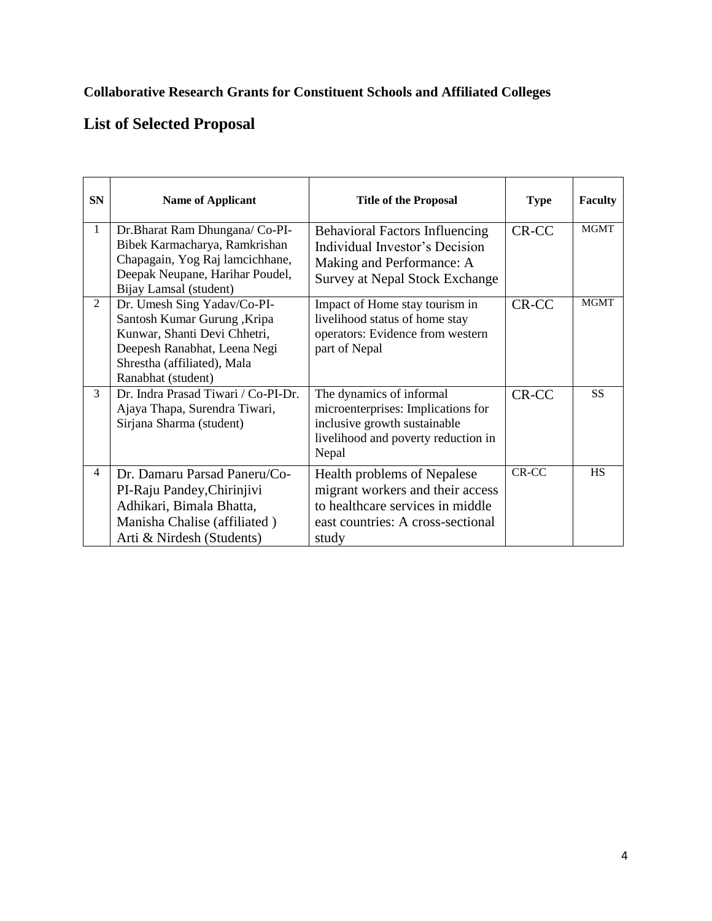**Collaborative Research Grants for Constituent Schools and Affiliated Colleges**

## List of Selected Proposal

| SN | Name of Applicant | Title of the Proposal | Type | Faculty |
|---|---|---|---|---|
| 1 | Dr.Bharat Ram Dhungana/ Co-PI- Bibek Karmacharya, Ramkrishan Chapagain, Yog Raj lamcichhane, Deepak Neupane, Harihar Poudel, Bijay Lamsal (student) | Behavioral Factors Influencing Individual Investor's Decision Making and Performance: A Survey at Nepal Stock Exchange | CR-CC | MGMT |
| 2 | Dr. Umesh Sing Yadav/Co-PI- Santosh Kumar Gurung ,Kripa Kunwar, Shanti Devi Chhetri, Deepesh Ranabhat, Leena Negi Shrestha (affiliated), Mala Ranabhat (student) | Impact of Home stay tourism in livelihood status of home stay operators: Evidence from western part of Nepal | CR-CC | MGMT |
| 3 | Dr. Indra Prasad Tiwari / Co-PI-Dr. Ajaya Thapa, Surendra Tiwari, Sirjana Sharma (student) | The dynamics of informal microenterprises: Implications for inclusive growth sustainable livelihood and poverty reduction in Nepal | CR-CC | SS |
| 4 | Dr. Damaru Parsad Paneru/Co- PI-Raju Pandey,Chirinjivi Adhikari, Bimala Bhatta, Manisha Chalise (affiliated ) Arti & Nirdesh (Students) | Health problems of Nepalese migrant workers and their access to healthcare services in middle east countries: A cross-sectional study | CR-CC | HS |